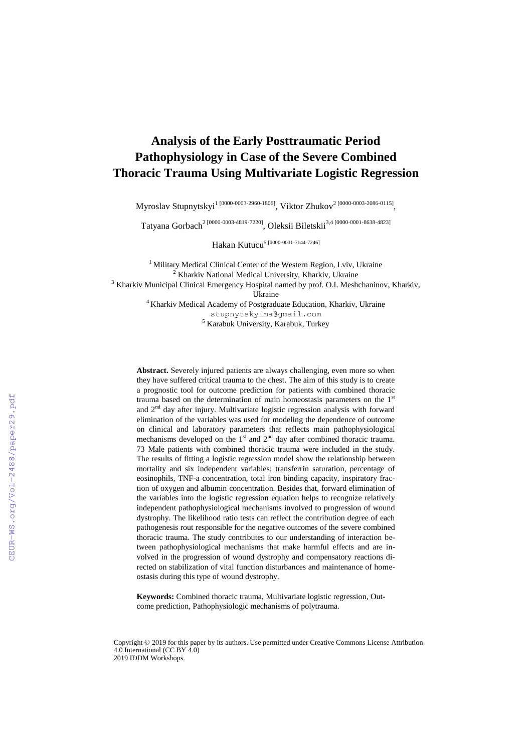# Analysis of the Early Posttraumatic Period Pathophysiology in Case of the Severe Combined Thoracic Trauma Using Multivariate Logistic Regression

Myroslav Stupnytskyi[1 [0000-0003-2960-1806]], Viktor Zhukov[2 [0000-0003-2086-0115]], Tatyana Gorbach[2 [0000-0003-4819-7220]], Oleksii Biletskii[3,4 [0000-0001-8638-4823]]

Hakan Kutucu[5 [0000-0001-7144-7246]]

[1] Military Medical Clinical Center of the Western Region, Lviv, Ukraine
[2] Kharkiv National Medical University, Kharkiv, Ukraine
[3] Kharkiv Municipal Clinical Emergency Hospital named by prof. O.I. Meshchaninov, Kharkiv, Ukraine
[4] Kharkiv Medical Academy of Postgraduate Education, Kharkiv, Ukraine
stupnytskyima@gmail.com
[5] Karabuk University, Karabuk, Turkey

**Abstract.** Severely injured patients are always challenging, even more so when they have suffered critical trauma to the chest. The aim of this study is to create a prognostic tool for outcome prediction for patients with combined thoracic trauma based on the determination of main homeostasis parameters on the 1st and 2nd day after injury. Multivariate logistic regression analysis with forward elimination of the variables was used for modeling the dependence of outcome on clinical and laboratory parameters that reflects main pathophysiological mechanisms developed on the 1st and 2nd day after combined thoracic trauma. 73 Male patients with combined thoracic trauma were included in the study. The results of fitting a logistic regression model show the relationship between mortality and six independent variables: transferrin saturation, percentage of eosinophils, TNF-a concentration, total iron binding capacity, inspiratory fraction of oxygen and albumin concentration. Besides that, forward elimination of the variables into the logistic regression equation helps to recognize relatively independent pathophysiological mechanisms involved to progression of wound dystrophy. The likelihood ratio tests can reflect the contribution degree of each pathogenesis rout responsible for the negative outcomes of the severe combined thoracic trauma. The study contributes to our understanding of interaction between pathophysiological mechanisms that make harmful effects and are involved in the progression of wound dystrophy and compensatory reactions directed on stabilization of vital function disturbances and maintenance of homeostasis during this type of wound dystrophy.

**Keywords:** Combined thoracic trauma, Multivariate logistic regression, Outcome prediction, Pathophysiologic mechanisms of polytrauma.

Copyright © 2019 for this paper by its authors. Use permitted under Creative Commons License Attribution 4.0 International (CC BY 4.0)
2019 IDDM Workshops.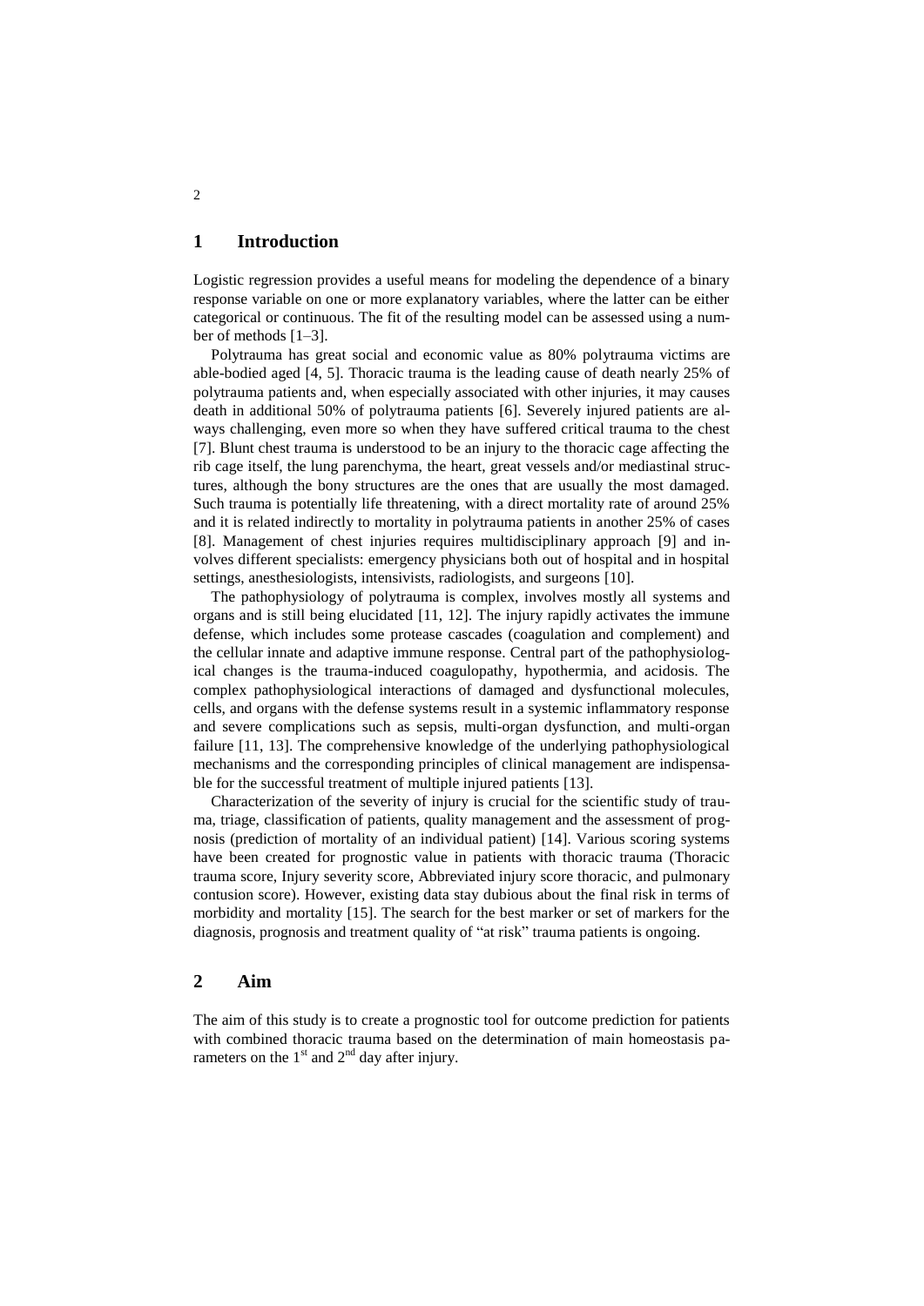## 1 Introduction

Logistic regression provides a useful means for modeling the dependence of a binary response variable on one or more explanatory variables, where the latter can be either categorical or continuous. The fit of the resulting model can be assessed using a number of methods [1–3].

Polytrauma has great social and economic value as 80% polytrauma victims are able-bodied aged [4, 5]. Thoracic trauma is the leading cause of death nearly 25% of polytrauma patients and, when especially associated with other injuries, it may causes death in additional 50% of polytrauma patients [6]. Severely injured patients are always challenging, even more so when they have suffered critical trauma to the chest [7]. Blunt chest trauma is understood to be an injury to the thoracic cage affecting the rib cage itself, the lung parenchyma, the heart, great vessels and/or mediastinal structures, although the bony structures are the ones that are usually the most damaged. Such trauma is potentially life threatening, with a direct mortality rate of around 25% and it is related indirectly to mortality in polytrauma patients in another 25% of cases [8]. Management of chest injuries requires multidisciplinary approach [9] and involves different specialists: emergency physicians both out of hospital and in hospital settings, anesthesiologists, intensivists, radiologists, and surgeons [10].

The pathophysiology of polytrauma is complex, involves mostly all systems and organs and is still being elucidated [11, 12]. The injury rapidly activates the immune defense, which includes some protease cascades (coagulation and complement) and the cellular innate and adaptive immune response. Central part of the pathophysiological changes is the trauma-induced coagulopathy, hypothermia, and acidosis. The complex pathophysiological interactions of damaged and dysfunctional molecules, cells, and organs with the defense systems result in a systemic inflammatory response and severe complications such as sepsis, multi-organ dysfunction, and multi-organ failure [11, 13]. The comprehensive knowledge of the underlying pathophysiological mechanisms and the corresponding principles of clinical management are indispensable for the successful treatment of multiple injured patients [13].

Characterization of the severity of injury is crucial for the scientific study of trauma, triage, classification of patients, quality management and the assessment of prognosis (prediction of mortality of an individual patient) [14]. Various scoring systems have been created for prognostic value in patients with thoracic trauma (Thoracic trauma score, Injury severity score, Abbreviated injury score thoracic, and pulmonary contusion score). However, existing data stay dubious about the final risk in terms of morbidity and mortality [15]. The search for the best marker or set of markers for the diagnosis, prognosis and treatment quality of "at risk" trauma patients is ongoing.

## 2 Aim

The aim of this study is to create a prognostic tool for outcome prediction for patients with combined thoracic trauma based on the determination of main homeostasis parameters on the 1st and 2nd day after injury.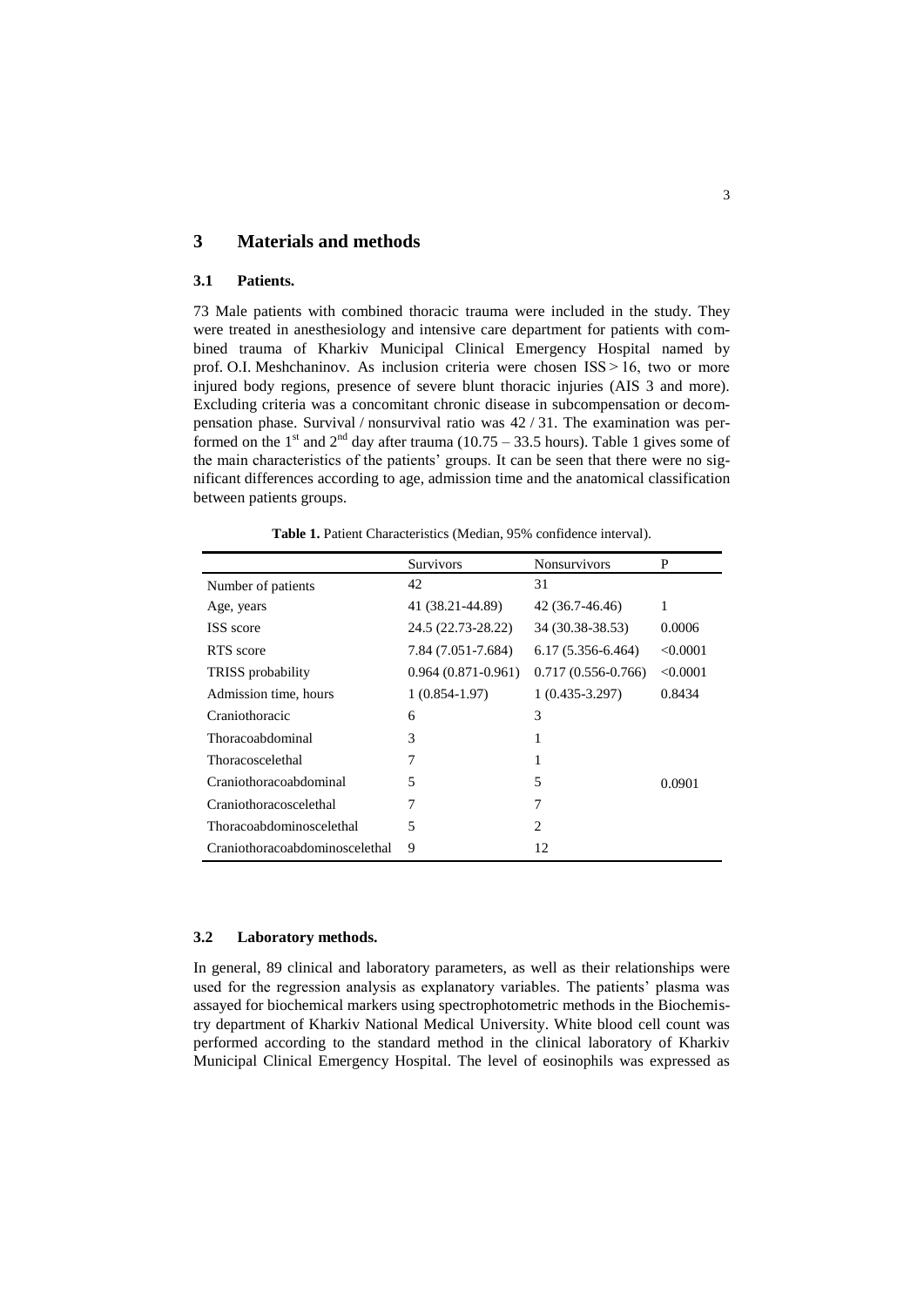## 3 Materials and methods

### 3.1 Patients.

73 Male patients with combined thoracic trauma were included in the study. They were treated in anesthesiology and intensive care department for patients with combined trauma of Kharkiv Municipal Clinical Emergency Hospital named by prof. O.I. Meshchaninov. As inclusion criteria were chosen ISS > 16, two or more injured body regions, presence of severe blunt thoracic injuries (AIS 3 and more). Excluding criteria was a concomitant chronic disease in subcompensation or decompensation phase. Survival / nonsurvival ratio was 42 / 31. The examination was performed on the 1st and 2nd day after trauma (10.75 – 33.5 hours). Table 1 gives some of the main characteristics of the patients' groups. It can be seen that there were no significant differences according to age, admission time and the anatomical classification between patients groups.

**Table 1.** Patient Characteristics (Median, 95% confidence interval).

| | Survivors | Nonsurvivors | P |
|---|---|---|---|
| Number of patients | 42 | 31 | |
| Age, years | 41 (38.21-44.89) | 42 (36.7-46.46) | 1 |
| ISS score | 24.5 (22.73-28.22) | 34 (30.38-38.53) | 0.0006 |
| RTS score | 7.84 (7.051-7.684) | 6.17 (5.356-6.464) | <0.0001 |
| TRISS probability | 0.964 (0.871-0.961) | 0.717 (0.556-0.766) | <0.0001 |
| Admission time, hours | 1 (0.854-1.97) | 1 (0.435-3.297) | 0.8434 |
| Craniothoracic | 6 | 3 | |
| Thoracoabdominal | 3 | 1 | |
| Thoracoscelethal | 7 | 1 | |
| Craniothoracoabdominal | 5 | 5 | 0.0901 |
| Craniothoracoscelethal | 7 | 7 | |
| Thoracoabdominoscelethal | 5 | 2 | |
| Craniothoracoabdominoscelethal | 9 | 12 | |

### 3.2 Laboratory methods.

In general, 89 clinical and laboratory parameters, as well as their relationships were used for the regression analysis as explanatory variables. The patients' plasma was assayed for biochemical markers using spectrophotometric methods in the Biochemistry department of Kharkiv National Medical University. White blood cell count was performed according to the standard method in the clinical laboratory of Kharkiv Municipal Clinical Emergency Hospital. The level of eosinophils was expressed as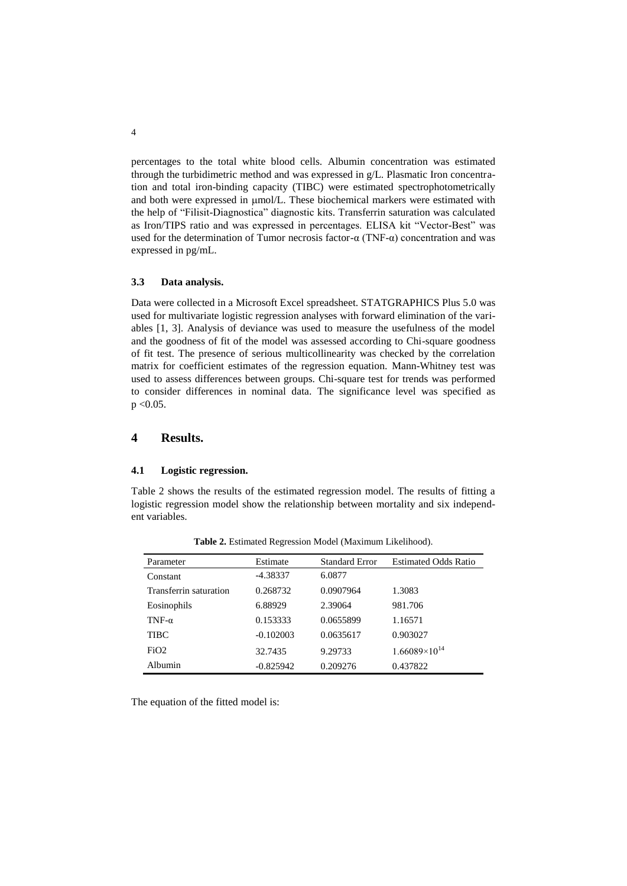percentages to the total white blood cells. Albumin concentration was estimated through the turbidimetric method and was expressed in g/L. Plasmatic Iron concentration and total iron-binding capacity (TIBC) were estimated spectrophotometrically and both were expressed in μmol/L. These biochemical markers were estimated with the help of "Filisit-Diagnostica" diagnostic kits. Transferrin saturation was calculated as Iron/TIPS ratio and was expressed in percentages. ELISA kit "Vector-Best" was used for the determination of Tumor necrosis factor-α (TNF-α) concentration and was expressed in pg/mL.

### 3.3 Data analysis.

Data were collected in a Microsoft Excel spreadsheet. STATGRAPHICS Plus 5.0 was used for multivariate logistic regression analyses with forward elimination of the variables [1, 3]. Analysis of deviance was used to measure the usefulness of the model and the goodness of fit of the model was assessed according to Chi-square goodness of fit test. The presence of serious multicollinearity was checked by the correlation matrix for coefficient estimates of the regression equation. Mann-Whitney test was used to assess differences between groups. Chi-square test for trends was performed to consider differences in nominal data. The significance level was specified as $p < 0.05$.

## 4 Results.

### 4.1 Logistic regression.

Table 2 shows the results of the estimated regression model. The results of fitting a logistic regression model show the relationship between mortality and six independent variables.

**Table 2.** Estimated Regression Model (Maximum Likelihood).

| Parameter | Estimate | Standard Error | Estimated Odds Ratio |
|---|---|---|---|
| Constant | -4.38337 | 6.0877 | |
| Transferrin saturation | 0.268732 | 0.0907964 | 1.3083 |
| Eosinophils | 6.88929 | 2.39064 | 981.706 |
| TNF-α | 0.153333 | 0.0655899 | 1.16571 |
| TIBC | -0.102003 | 0.0635617 | 0.903027 |
| $FiO_2$ | 32.7435 | 9.29733 | $1.66089 \times 10^{14}$ |
| Albumin | -0.825942 | 0.209276 | 0.437822 |

The equation of the fitted model is: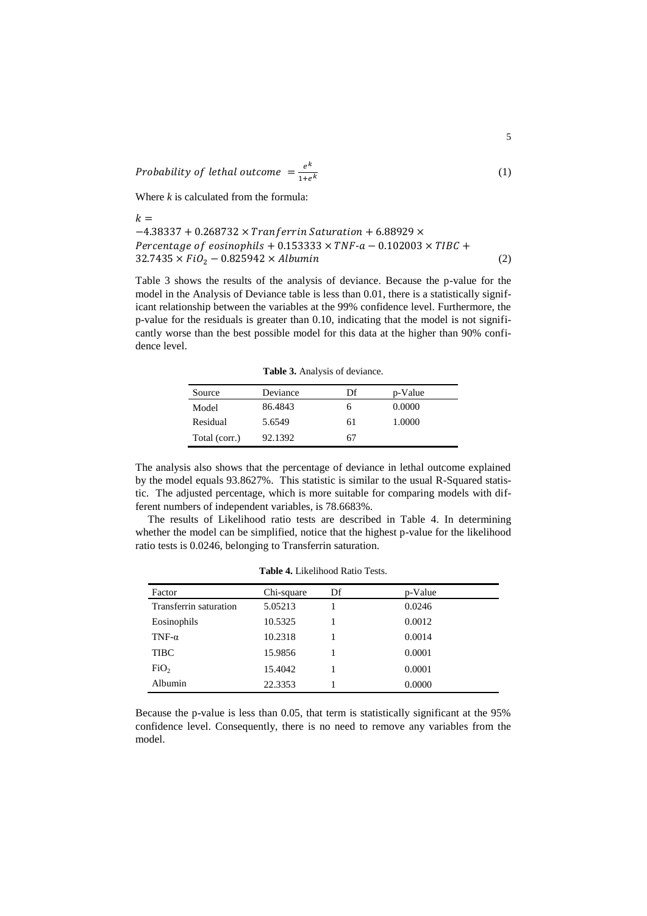$$Probability\ of\ lethal\ outcome\ = \frac{e^k}{1+e^k} \tag{1}$$

Where *k* is calculated from the formula:

$$k = -4.38337 + 0.268732 \times Tranferrin\ Saturation + 6.88929 \times Percentage\ of\ eosinophils + 0.153333 \times TNF\text{-}a - 0.102003 \times TIBC + 32.7435 \times FiO_2 - 0.825942 \times Albumin \tag{2}$$

Table 3 shows the results of the analysis of deviance. Because the p-value for the model in the Analysis of Deviance table is less than 0.01, there is a statistically significant relationship between the variables at the 99% confidence level. Furthermore, the p-value for the residuals is greater than 0.10, indicating that the model is not significantly worse than the best possible model for this data at the higher than 90% confidence level.

**Table 3.** Analysis of deviance.

| Source | Deviance | Df | p-Value |
|---|---|---|---|
| Model | 86.4843 | 6 | 0.0000 |
| Residual | 5.6549 | 61 | 1.0000 |
| Total (corr.) | 92.1392 | 67 | |

The analysis also shows that the percentage of deviance in lethal outcome explained by the model equals 93.8627%. This statistic is similar to the usual R-Squared statistic. The adjusted percentage, which is more suitable for comparing models with different numbers of independent variables, is 78.6683%.

The results of Likelihood ratio tests are described in Table 4. In determining whether the model can be simplified, notice that the highest p-value for the likelihood ratio tests is 0.0246, belonging to Transferrin saturation.

**Table 4.** Likelihood Ratio Tests.

| Factor | Chi-square | Df | p-Value |
|---|---|---|---|
| Transferrin saturation | 5.05213 | 1 | 0.0246 |
| Eosinophils | 10.5325 | 1 | 0.0012 |
| TNF-α | 10.2318 | 1 | 0.0014 |
| TIBC | 15.9856 | 1 | 0.0001 |
| $FiO_2$ | 15.4042 | 1 | 0.0001 |
| Albumin | 22.3353 | 1 | 0.0000 |

Because the p-value is less than 0.05, that term is statistically significant at the 95% confidence level. Consequently, there is no need to remove any variables from the model.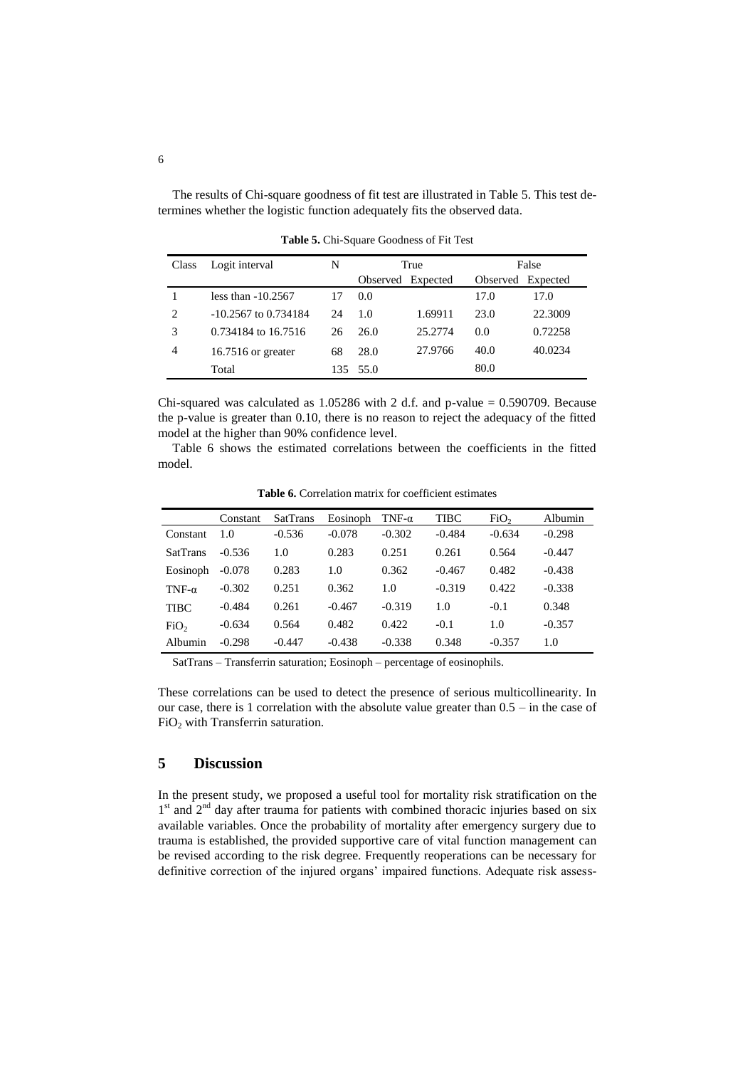The results of Chi-square goodness of fit test are illustrated in Table 5. This test determines whether the logistic function adequately fits the observed data.

**Table 5.** Chi-Square Goodness of Fit Test

| Class | Logit interval | N | True | | False | |
|---|---|---|---|---|---|---|
| | | | Observed | Expected | Observed | Expected |
| 1 | less than -10.2567 | 17 | 0.0 | | 17.0 | 17.0 |
| 2 | -10.2567 to 0.734184 | 24 | 1.0 | 1.69911 | 23.0 | 22.3009 |
| 3 | 0.734184 to 16.7516 | 26 | 26.0 | 25.2774 | 0.0 | 0.72258 |
| 4 | 16.7516 or greater | 68 | 28.0 | 27.9766 | 40.0 | 40.0234 |
| | Total | 135 | 55.0 | | 80.0 | |

Chi-squared was calculated as 1.05286 with 2 d.f. and p-value = 0.590709. Because the p-value is greater than 0.10, there is no reason to reject the adequacy of the fitted model at the higher than 90% confidence level.

Table 6 shows the estimated correlations between the coefficients in the fitted model.

**Table 6.** Correlation matrix for coefficient estimates

| | Constant | SatTrans | Eosinoph | TNF-α | TIBC | $FiO_2$ | Albumin |
|---|---|---|---|---|---|---|---|
| Constant | 1.0 | -0.536 | -0.078 | -0.302 | -0.484 | -0.634 | -0.298 |
| SatTrans | -0.536 | 1.0 | 0.283 | 0.251 | 0.261 | 0.564 | -0.447 |
| Eosinoph | -0.078 | 0.283 | 1.0 | 0.362 | -0.467 | 0.482 | -0.438 |
| TNF-α | -0.302 | 0.251 | 0.362 | 1.0 | -0.319 | 0.422 | -0.338 |
| TIBC | -0.484 | 0.261 | -0.467 | -0.319 | 1.0 | -0.1 | 0.348 |
| $FiO_2$ | -0.634 | 0.564 | 0.482 | 0.422 | -0.1 | 1.0 | -0.357 |
| Albumin | -0.298 | -0.447 | -0.438 | -0.338 | 0.348 | -0.357 | 1.0 |

SatTrans – Transferrin saturation; Eosinoph – percentage of eosinophils.

These correlations can be used to detect the presence of serious multicollinearity. In our case, there is 1 correlation with the absolute value greater than 0.5 – in the case of $FiO_2$ with Transferrin saturation.

## 5 Discussion

In the present study, we proposed a useful tool for mortality risk stratification on the 1st and 2nd day after trauma for patients with combined thoracic injuries based on six available variables. Once the probability of mortality after emergency surgery due to trauma is established, the provided supportive care of vital function management can be revised according to the risk degree. Frequently reoperations can be necessary for definitive correction of the injured organs' impaired functions. Adequate risk assess-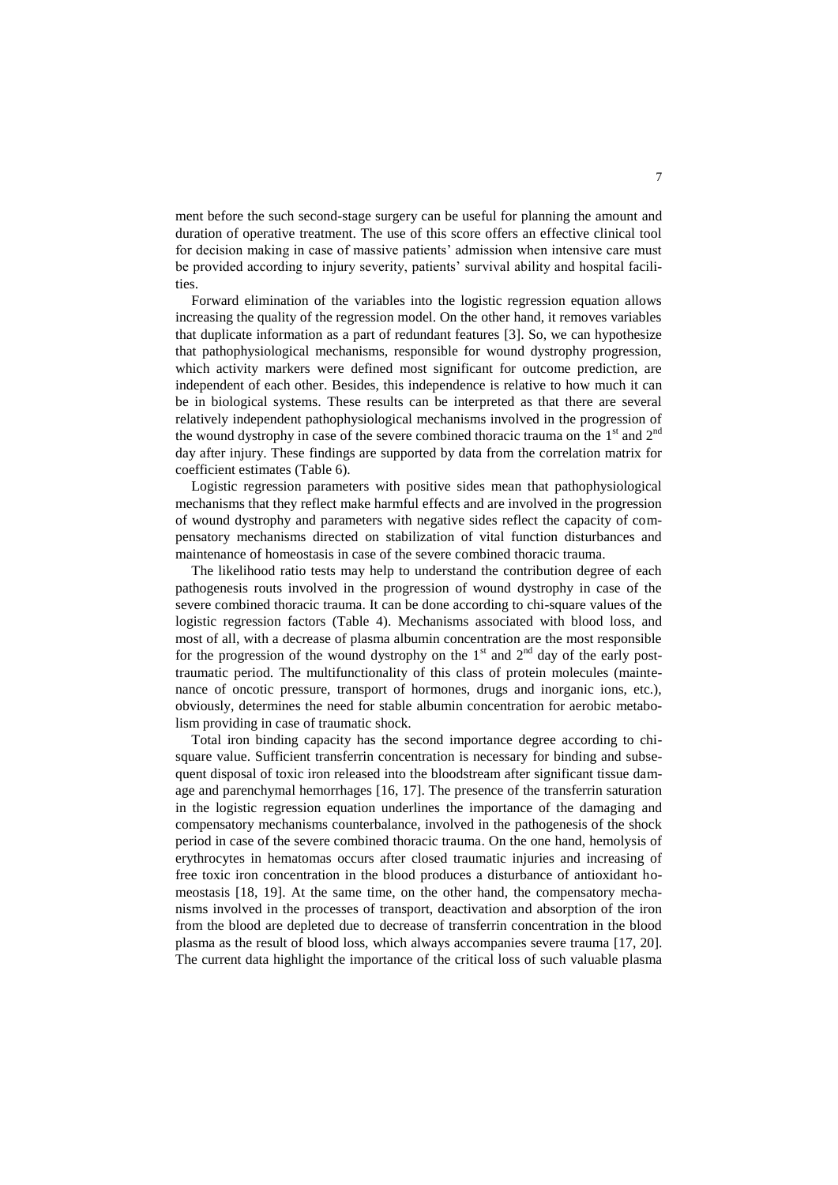ment before the such second-stage surgery can be useful for planning the amount and duration of operative treatment. The use of this score offers an effective clinical tool for decision making in case of massive patients' admission when intensive care must be provided according to injury severity, patients' survival ability and hospital facilities.

Forward elimination of the variables into the logistic regression equation allows increasing the quality of the regression model. On the other hand, it removes variables that duplicate information as a part of redundant features [3]. So, we can hypothesize that pathophysiological mechanisms, responsible for wound dystrophy progression, which activity markers were defined most significant for outcome prediction, are independent of each other. Besides, this independence is relative to how much it can be in biological systems. These results can be interpreted as that there are several relatively independent pathophysiological mechanisms involved in the progression of the wound dystrophy in case of the severe combined thoracic trauma on the 1st and 2nd day after injury. These findings are supported by data from the correlation matrix for coefficient estimates (Table 6).

Logistic regression parameters with positive sides mean that pathophysiological mechanisms that they reflect make harmful effects and are involved in the progression of wound dystrophy and parameters with negative sides reflect the capacity of compensatory mechanisms directed on stabilization of vital function disturbances and maintenance of homeostasis in case of the severe combined thoracic trauma.

The likelihood ratio tests may help to understand the contribution degree of each pathogenesis routs involved in the progression of wound dystrophy in case of the severe combined thoracic trauma. It can be done according to chi-square values of the logistic regression factors (Table 4). Mechanisms associated with blood loss, and most of all, with a decrease of plasma albumin concentration are the most responsible for the progression of the wound dystrophy on the 1st and 2nd day of the early post-traumatic period. The multifunctionality of this class of protein molecules (maintenance of oncotic pressure, transport of hormones, drugs and inorganic ions, etc.), obviously, determines the need for stable albumin concentration for aerobic metabolism providing in case of traumatic shock.

Total iron binding capacity has the second importance degree according to chi-square value. Sufficient transferrin concentration is necessary for binding and subsequent disposal of toxic iron released into the bloodstream after significant tissue damage and parenchymal hemorrhages [16, 17]. The presence of the transferrin saturation in the logistic regression equation underlines the importance of the damaging and compensatory mechanisms counterbalance, involved in the pathogenesis of the shock period in case of the severe combined thoracic trauma. On the one hand, hemolysis of erythrocytes in hematomas occurs after closed traumatic injuries and increasing of free toxic iron concentration in the blood produces a disturbance of antioxidant homeostasis [18, 19]. At the same time, on the other hand, the compensatory mechanisms involved in the processes of transport, deactivation and absorption of the iron from the blood are depleted due to decrease of transferrin concentration in the blood plasma as the result of blood loss, which always accompanies severe trauma [17, 20]. The current data highlight the importance of the critical loss of such valuable plasma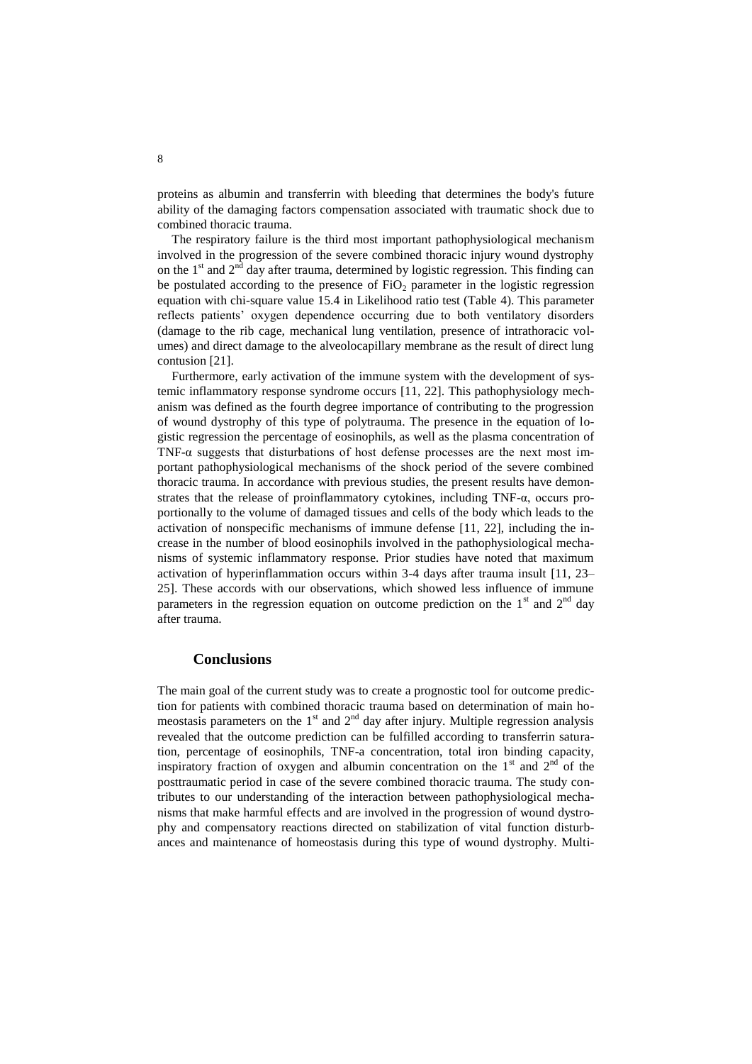proteins as albumin and transferrin with bleeding that determines the body's future ability of the damaging factors compensation associated with traumatic shock due to combined thoracic trauma.

The respiratory failure is the third most important pathophysiological mechanism involved in the progression of the severe combined thoracic injury wound dystrophy on the 1st and 2nd day after trauma, determined by logistic regression. This finding can be postulated according to the presence of $FiO_2$ parameter in the logistic regression equation with chi-square value 15.4 in Likelihood ratio test (Table 4). This parameter reflects patients' oxygen dependence occurring due to both ventilatory disorders (damage to the rib cage, mechanical lung ventilation, presence of intrathoracic volumes) and direct damage to the alveolocapillary membrane as the result of direct lung contusion [21].

Furthermore, early activation of the immune system with the development of systemic inflammatory response syndrome occurs [11, 22]. This pathophysiology mechanism was defined as the fourth degree importance of contributing to the progression of wound dystrophy of this type of polytrauma. The presence in the equation of logistic regression the percentage of eosinophils, as well as the plasma concentration of TNF-α suggests that disturbations of host defense processes are the next most important pathophysiological mechanisms of the shock period of the severe combined thoracic trauma. In accordance with previous studies, the present results have demonstrates that the release of proinflammatory cytokines, including TNF-α, occurs proportionally to the volume of damaged tissues and cells of the body which leads to the activation of nonspecific mechanisms of immune defense [11, 22], including the increase in the number of blood eosinophils involved in the pathophysiological mechanisms of systemic inflammatory response. Prior studies have noted that maximum activation of hyperinflammation occurs within 3-4 days after trauma insult [11, 23–25]. These accords with our observations, which showed less influence of immune parameters in the regression equation on outcome prediction on the 1st and 2nd day after trauma.

## Conclusions

The main goal of the current study was to create a prognostic tool for outcome prediction for patients with combined thoracic trauma based on determination of main homeostasis parameters on the 1st and 2nd day after injury. Multiple regression analysis revealed that the outcome prediction can be fulfilled according to transferrin saturation, percentage of eosinophils, TNF-a concentration, total iron binding capacity, inspiratory fraction of oxygen and albumin concentration on the 1st and 2nd of the posttraumatic period in case of the severe combined thoracic trauma. The study contributes to our understanding of the interaction between pathophysiological mechanisms that make harmful effects and are involved in the progression of wound dystrophy and compensatory reactions directed on stabilization of vital function disturbances and maintenance of homeostasis during this type of wound dystrophy. Multi-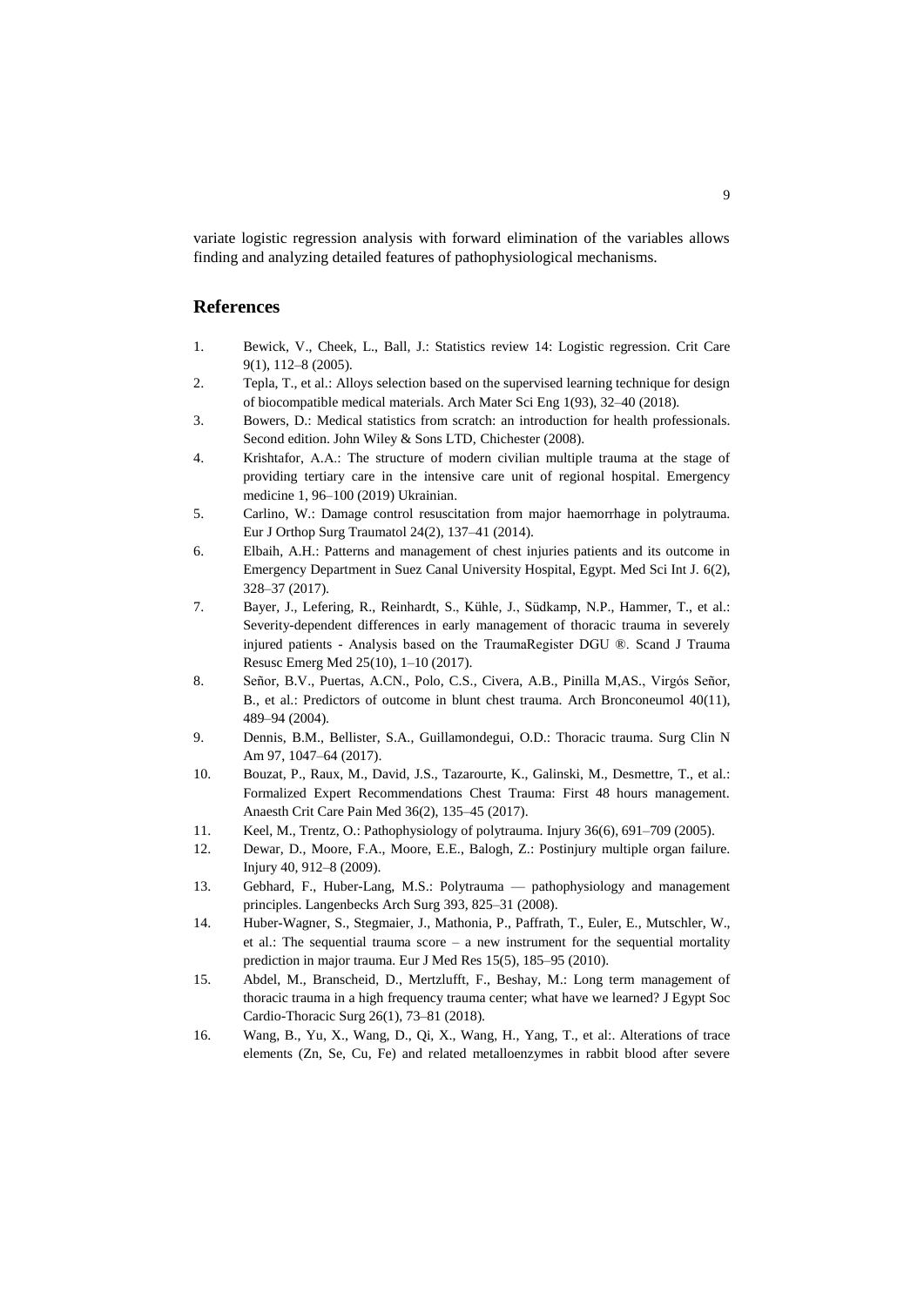variate logistic regression analysis with forward elimination of the variables allows finding and analyzing detailed features of pathophysiological mechanisms.

## References

1. Bewick, V., Cheek, L., Ball, J.: Statistics review 14: Logistic regression. Crit Care 9(1), 112–8 (2005).
2. Tepla, T., et al.: Alloys selection based on the supervised learning technique for design of biocompatible medical materials. Arch Mater Sci Eng 1(93), 32–40 (2018).
3. Bowers, D.: Medical statistics from scratch: an introduction for health professionals. Second edition. John Wiley & Sons LTD, Chichester (2008).
4. Krishtafor, A.A.: The structure of modern civilian multiple trauma at the stage of providing tertiary care in the intensive care unit of regional hospital. Emergency medicine 1, 96–100 (2019) Ukrainian.
5. Carlino, W.: Damage control resuscitation from major haemorrhage in polytrauma. Eur J Orthop Surg Traumatol 24(2), 137–41 (2014).
6. Elbaih, A.H.: Patterns and management of chest injuries patients and its outcome in Emergency Department in Suez Canal University Hospital, Egypt. Med Sci Int J. 6(2), 328–37 (2017).
7. Bayer, J., Lefering, R., Reinhardt, S., Kühle, J., Südkamp, N.P., Hammer, T., et al.: Severity-dependent differences in early management of thoracic trauma in severely injured patients - Analysis based on the TraumaRegister DGU ®. Scand J Trauma Resusc Emerg Med 25(10), 1–10 (2017).
8. Señor, B.V., Puertas, A.CN., Polo, C.S., Civera, A.B., Pinilla M,AS., Virgós Señor, B., et al.: Predictors of outcome in blunt chest trauma. Arch Bronconeumol 40(11), 489–94 (2004).
9. Dennis, B.M., Bellister, S.A., Guillamondegui, O.D.: Thoracic trauma. Surg Clin N Am 97, 1047–64 (2017).
10. Bouzat, P., Raux, M., David, J.S., Tazarourte, K., Galinski, M., Desmettre, T., et al.: Formalized Expert Recommendations Chest Trauma: First 48 hours management. Anaesth Crit Care Pain Med 36(2), 135–45 (2017).
11. Keel, M., Trentz, O.: Pathophysiology of polytrauma. Injury 36(6), 691–709 (2005).
12. Dewar, D., Moore, F.A., Moore, E.E., Balogh, Z.: Postinjury multiple organ failure. Injury 40, 912–8 (2009).
13. Gebhard, F., Huber-Lang, M.S.: Polytrauma — pathophysiology and management principles. Langenbecks Arch Surg 393, 825–31 (2008).
14. Huber-Wagner, S., Stegmaier, J., Mathonia, P., Paffrath, T., Euler, E., Mutschler, W., et al.: The sequential trauma score – a new instrument for the sequential mortality prediction in major trauma. Eur J Med Res 15(5), 185–95 (2010).
15. Abdel, M., Branscheid, D., Mertzlufft, F., Beshay, M.: Long term management of thoracic trauma in a high frequency trauma center; what have we learned? J Egypt Soc Cardio-Thoracic Surg 26(1), 73–81 (2018).
16. Wang, B., Yu, X., Wang, D., Qi, X., Wang, H., Yang, T., et al:. Alterations of trace elements (Zn, Se, Cu, Fe) and related metalloenzymes in rabbit blood after severe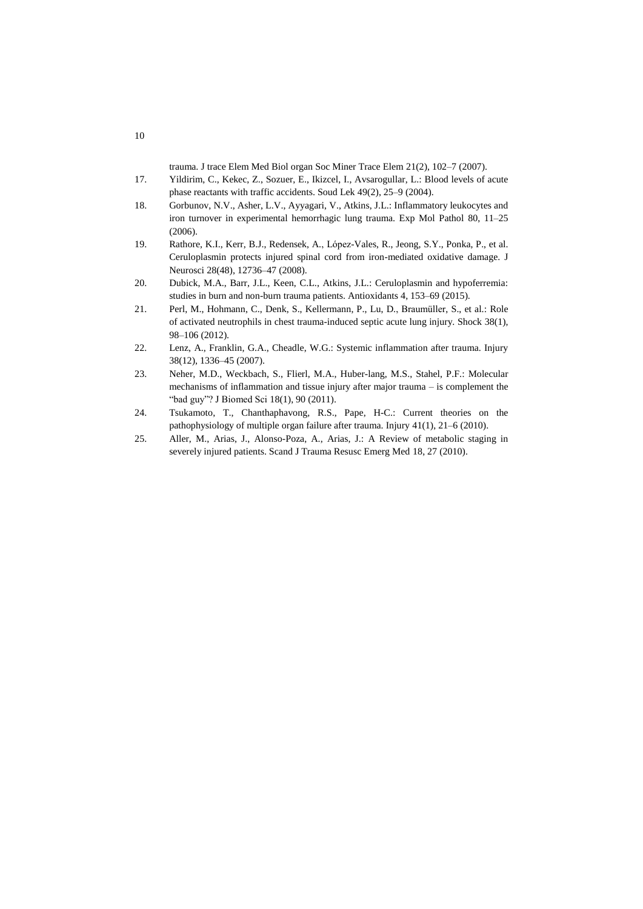trauma. J trace Elem Med Biol organ Soc Miner Trace Elem 21(2), 102–7 (2007).

17. Yildirim, C., Kekec, Z., Sozuer, E., Ikizcel, I., Avsarogullar, L.: Blood levels of acute phase reactants with traffic accidents. Soud Lek 49(2), 25–9 (2004).
18. Gorbunov, N.V., Asher, L.V., Ayyagari, V., Atkins, J.L.: Inflammatory leukocytes and iron turnover in experimental hemorrhagic lung trauma. Exp Mol Pathol 80, 11–25 (2006).
19. Rathore, K.I., Kerr, B.J., Redensek, A., López-Vales, R., Jeong, S.Y., Ponka, P., et al. Ceruloplasmin protects injured spinal cord from iron-mediated oxidative damage. J Neurosci 28(48), 12736–47 (2008).
20. Dubick, M.A., Barr, J.L., Keen, C.L., Atkins, J.L.: Ceruloplasmin and hypoferremia: studies in burn and non-burn trauma patients. Antioxidants 4, 153–69 (2015).
21. Perl, M., Hohmann, C., Denk, S., Kellermann, P., Lu, D., Braumüller, S., et al.: Role of activated neutrophils in chest trauma-induced septic acute lung injury. Shock 38(1), 98–106 (2012).
22. Lenz, A., Franklin, G.A., Cheadle, W.G.: Systemic inflammation after trauma. Injury 38(12), 1336–45 (2007).
23. Neher, M.D., Weckbach, S., Flierl, M.A., Huber-lang, M.S., Stahel, P.F.: Molecular mechanisms of inflammation and tissue injury after major trauma – is complement the "bad guy"? J Biomed Sci 18(1), 90 (2011).
24. Tsukamoto, T., Chanthaphavong, R.S., Pape, H-C.: Current theories on the pathophysiology of multiple organ failure after trauma. Injury 41(1), 21–6 (2010).
25. Aller, M., Arias, J., Alonso-Poza, A., Arias, J.: A Review of metabolic staging in severely injured patients. Scand J Trauma Resusc Emerg Med 18, 27 (2010).